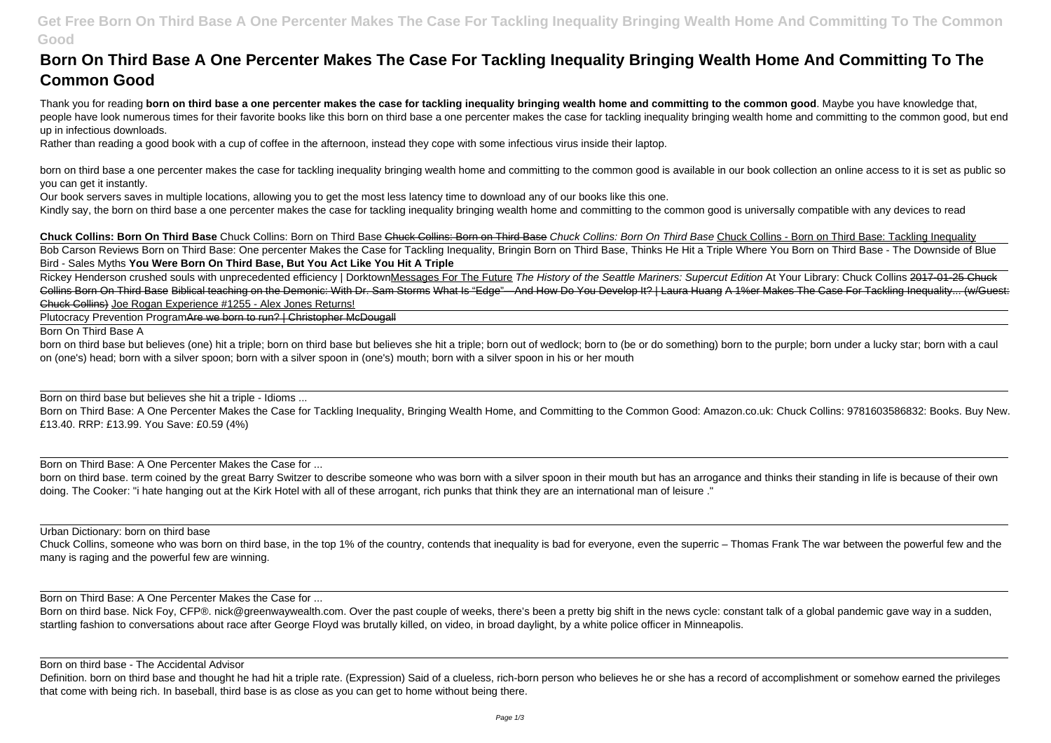# Born On Third Base A One Percenter Makes The Case For Tackling Inequality Bringing Wealth Home And Committing To The Common Good

Thank you for reading **born on third base a one percenter makes the case for tackling inequality bringing wealth home and committing to the common good**. Maybe you have knowledge that, people have look numerous times for their favorite books like this born on third base a one percenter makes the case for tackling inequality bringing wealth home and committing to the common good, but end up in infectious downloads.

Rather than reading a good book with a cup of coffee in the afternoon, instead they cope with some infectious virus inside their laptop.

born on third base a one percenter makes the case for tackling inequality bringing wealth home and committing to the common good is available in our book collection an online access to it is set as public so you can get it instantly.

Our book servers saves in multiple locations, allowing you to get the most less latency time to download any of our books like this one.

Kindly say, the born on third base a one percenter makes the case for tackling inequality bringing wealth home and committing to the common good is universally compatible with any devices to read

**Chuck Collins: Born On Third Base** Chuck Collins: Born on Third Base ~~Chuck Collins: Born on Third Base~~ *Chuck Collins: Born On Third Base* Chuck Collins - Born on Third Base: Tackling Inequality

Bob Carson Reviews Born on Third Base: One percenter Makes the Case for Tackling Inequality, Bringin Born on Third Base, Thinks He Hit a Triple Where You Born on Third Base - The Downside of Blue Bird - Sales Myths **You Were Born On Third Base, But You Act Like You Hit A Triple**

Rickey Henderson crushed souls with unprecedented efficiency | Dorktown Messages For The Future *The History of the Seattle Mariners: Supercut Edition* At Your Library: Chuck Collins ~~2017-01-25 Chuck Collins Born On Third Base~~ ~~Biblical teaching on the Demonic: With Dr. Sam Storms~~ ~~What Is "Edge"—And How Do You Develop It? | Laura Huang~~ ~~A 1%er Makes The Case For Tackling Inequality... (w/Guest: Chuck Collins)~~ Joe Rogan Experience #1255 - Alex Jones Returns!

Plutocracy Prevention Program ~~Are we born to run? | Christopher McDougall~~

Born On Third Base A

born on third base but believes (one) hit a triple; born on third base but believes she hit a triple; born out of wedlock; born to (be or do something) born to the purple; born under a lucky star; born with a caul on (one's) head; born with a silver spoon; born with a silver spoon in (one's) mouth; born with a silver spoon in his or her mouth

Born on third base but believes she hit a triple - Idioms ...

Born on Third Base: A One Percenter Makes the Case for Tackling Inequality, Bringing Wealth Home, and Committing to the Common Good: Amazon.co.uk: Chuck Collins: 9781603586832: Books. Buy New. £13.40. RRP: £13.99. You Save: £0.59 (4%)

Born on Third Base: A One Percenter Makes the Case for ...

born on third base. term coined by the great Barry Switzer to describe someone who was born with a silver spoon in their mouth but has an arrogance and thinks their standing in life is because of their own doing. The Cooker: "i hate hanging out at the Kirk Hotel with all of these arrogant, rich punks that think they are an international man of leisure ."

Urban Dictionary: born on third base

Chuck Collins, someone who was born on third base, in the top 1% of the country, contends that inequality is bad for everyone, even the superric – Thomas Frank The war between the powerful few and the many is raging and the powerful few are winning.

Born on Third Base: A One Percenter Makes the Case for ...

Born on third base. Nick Foy, CFP®. nick@greenwaywealth.com. Over the past couple of weeks, there's been a pretty big shift in the news cycle: constant talk of a global pandemic gave way in a sudden, startling fashion to conversations about race after George Floyd was brutally killed, on video, in broad daylight, by a white police officer in Minneapolis.

Born on third base - The Accidental Advisor

Definition. born on third base and thought he had hit a triple rate. (Expression) Said of a clueless, rich-born person who believes he or she has a record of accomplishment or somehow earned the privileges that come with being rich. In baseball, third base is as close as you can get to home without being there.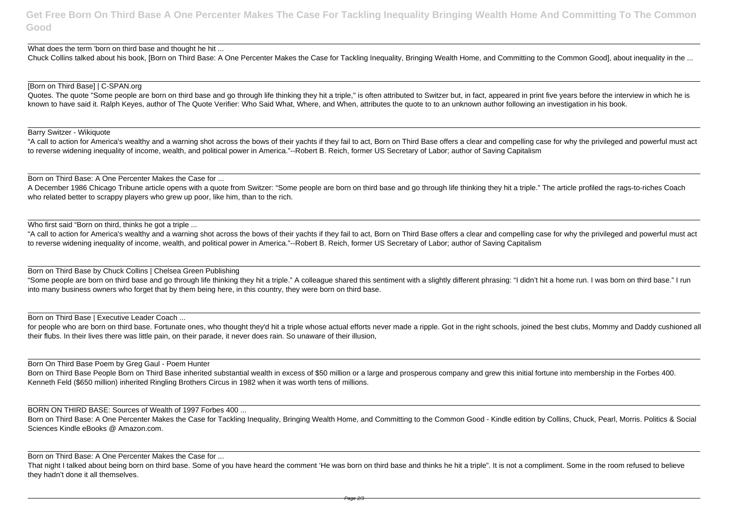What does the term 'born on third base and thought he hit ...

Chuck Collins talked about his book, [Born on Third Base: A One Percenter Makes the Case for Tackling Inequality, Bringing Wealth Home, and Committing to the Common Good], about inequality in the ...

[Born on Third Base] | C-SPAN.org

Quotes. The quote "Some people are born on third base and go through life thinking they hit a triple," is often attributed to Switzer but, in fact, appeared in print five years before the interview in which he is known to have said it. Ralph Keyes, author of The Quote Verifier: Who Said What, Where, and When, attributes the quote to to an unknown author following an investigation in his book.

Barry Switzer - Wikiquote

"A call to action for America's wealthy and a warning shot across the bows of their yachts if they fail to act, Born on Third Base offers a clear and compelling case for why the privileged and powerful must act to reverse widening inequality of income, wealth, and political power in America."--Robert B. Reich, former US Secretary of Labor; author of Saving Capitalism

Born on Third Base: A One Percenter Makes the Case for ...

A December 1986 Chicago Tribune article opens with a quote from Switzer: "Some people are born on third base and go through life thinking they hit a triple." The article profiled the rags-to-riches Coach who related better to scrappy players who grew up poor, like him, than to the rich.

Who first said "Born on third, thinks he got a triple ...

"A call to action for America's wealthy and a warning shot across the bows of their yachts if they fail to act, Born on Third Base offers a clear and compelling case for why the privileged and powerful must act to reverse widening inequality of income, wealth, and political power in America."--Robert B. Reich, former US Secretary of Labor; author of Saving Capitalism

Born on Third Base by Chuck Collins | Chelsea Green Publishing

"Some people are born on third base and go through life thinking they hit a triple." A colleague shared this sentiment with a slightly different phrasing: "I didn't hit a home run. I was born on third base." I run into many business owners who forget that by them being here, in this country, they were born on third base.

Born on Third Base | Executive Leader Coach ...

for people who are born on third base. Fortunate ones, who thought they'd hit a triple whose actual efforts never made a ripple. Got in the right schools, joined the best clubs, Mommy and Daddy cushioned all their flubs. In their lives there was little pain, on their parade, it never does rain. So unaware of their illusion,

Born On Third Base Poem by Greg Gaul - Poem Hunter

Born on Third Base People Born on Third Base inherited substantial wealth in excess of $50 million or a large and prosperous company and grew this initial fortune into membership in the Forbes 400. Kenneth Feld ($650 million) inherited Ringling Brothers Circus in 1982 when it was worth tens of millions.

BORN ON THIRD BASE: Sources of Wealth of 1997 Forbes 400 ...

Born on Third Base: A One Percenter Makes the Case for Tackling Inequality, Bringing Wealth Home, and Committing to the Common Good - Kindle edition by Collins, Chuck, Pearl, Morris. Politics & Social Sciences Kindle eBooks @ Amazon.com.

Born on Third Base: A One Percenter Makes the Case for ...

That night I talked about being born on third base. Some of you have heard the comment 'He was born on third base and thinks he hit a triple". It is not a compliment. Some in the room refused to believe they hadn't done it all themselves.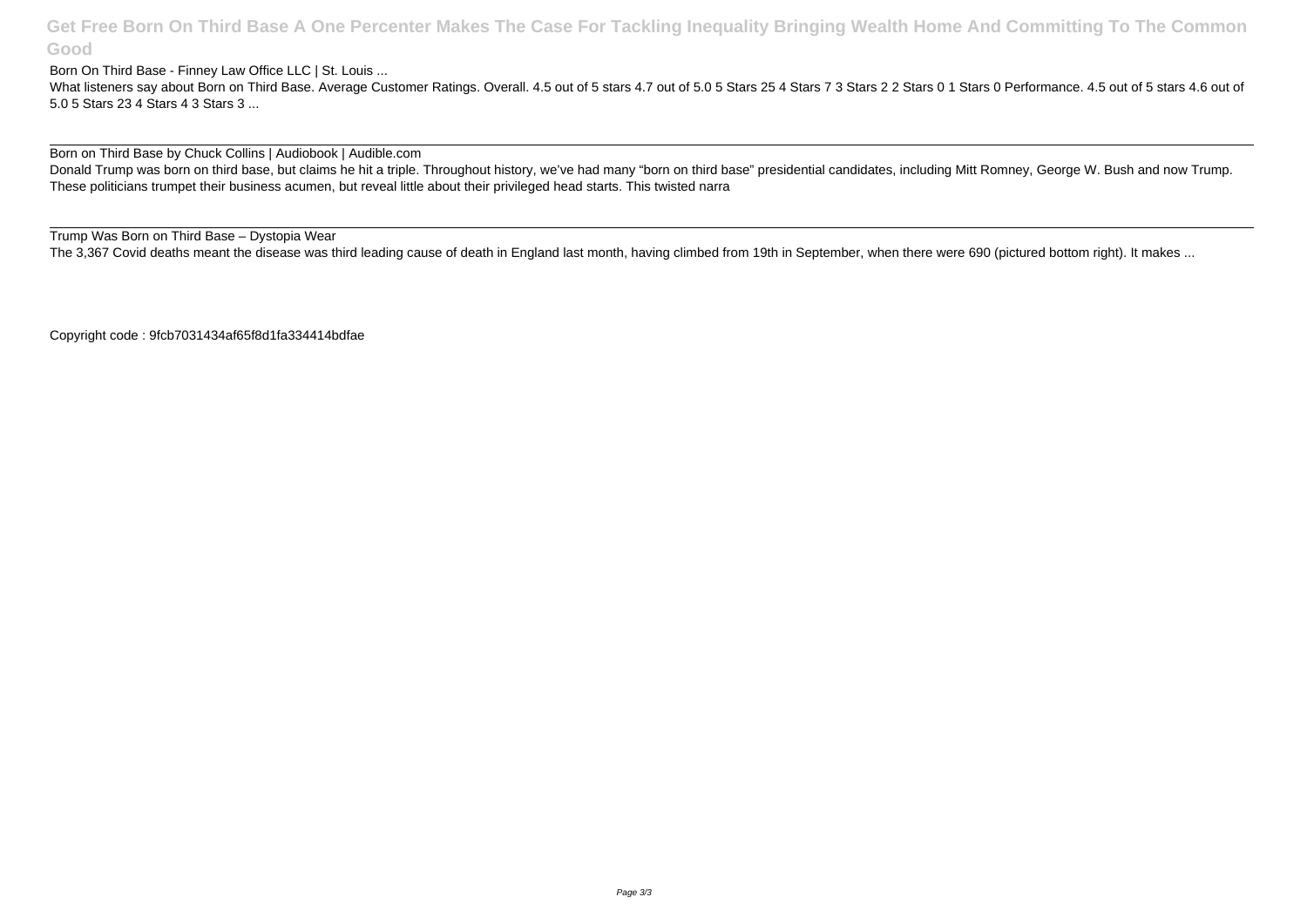Born On Third Base - Finney Law Office LLC | St. Louis ...

What listeners say about Born on Third Base. Average Customer Ratings. Overall. 4.5 out of 5 stars 4.7 out of 5.0 5 Stars 25 4 Stars 7 3 Stars 2 2 Stars 0 1 Stars 0 Performance. 4.5 out of 5 stars 4.6 out of 5.0 5 Stars 23 4 Stars 4 3 Stars 3 ...

---

Born on Third Base by Chuck Collins | Audiobook | Audible.com

Donald Trump was born on third base, but claims he hit a triple. Throughout history, we've had many "born on third base" presidential candidates, including Mitt Romney, George W. Bush and now Trump. These politicians trumpet their business acumen, but reveal little about their privileged head starts. This twisted narra

---

Trump Was Born on Third Base – Dystopia Wear

The 3,367 Covid deaths meant the disease was third leading cause of death in England last month, having climbed from 19th in September, when there were 690 (pictured bottom right). It makes ...

Copyright code : 9fcb7031434af65f8d1fa334414bdfae